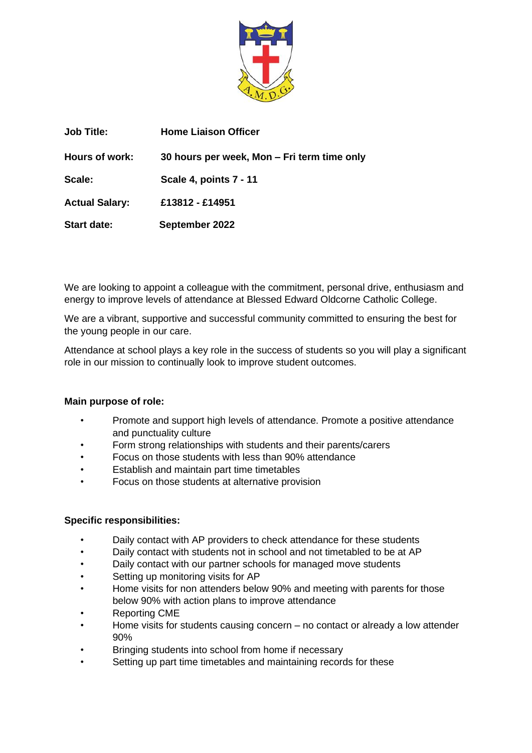| | |
|---|---|
| **Job Title:** | **Home Liaison Officer** |
| **Hours of work:** | **30 hours per week, Mon – Fri term time only** |
| **Scale:** | **Scale 4, points 7 - 11** |
| **Actual Salary:** | **£13812 - £14951** |
| **Start date:** | **September 2022** |

We are looking to appoint a colleague with the commitment, personal drive, enthusiasm and energy to improve levels of attendance at Blessed Edward Oldcorne Catholic College.

We are a vibrant, supportive and successful community committed to ensuring the best for the young people in our care.

Attendance at school plays a key role in the success of students so you will play a significant role in our mission to continually look to improve student outcomes.

**Main purpose of role:**

- Promote and support high levels of attendance. Promote a positive attendance and punctuality culture
- Form strong relationships with students and their parents/carers
- Focus on those students with less than 90% attendance
- Establish and maintain part time timetables
- Focus on those students at alternative provision

**Specific responsibilities:**

- Daily contact with AP providers to check attendance for these students
- Daily contact with students not in school and not timetabled to be at AP
- Daily contact with our partner schools for managed move students
- Setting up monitoring visits for AP
- Home visits for non attenders below 90% and meeting with parents for those below 90% with action plans to improve attendance
- Reporting CME
- Home visits for students causing concern – no contact or already a low attender 90%
- Bringing students into school from home if necessary
- Setting up part time timetables and maintaining records for these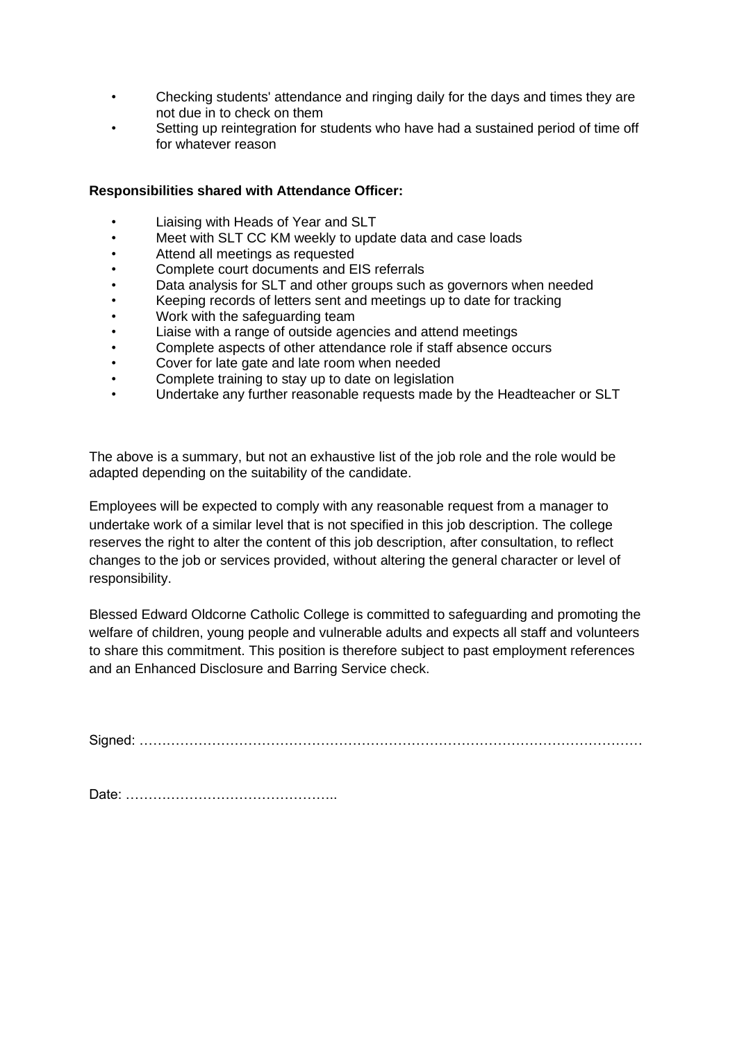- Checking students' attendance and ringing daily for the days and times they are not due in to check on them
- Setting up reintegration for students who have had a sustained period of time off for whatever reason

**Responsibilities shared with Attendance Officer:**

- Liaising with Heads of Year and SLT
- Meet with SLT CC KM weekly to update data and case loads
- Attend all meetings as requested
- Complete court documents and EIS referrals
- Data analysis for SLT and other groups such as governors when needed
- Keeping records of letters sent and meetings up to date for tracking
- Work with the safeguarding team
- Liaise with a range of outside agencies and attend meetings
- Complete aspects of other attendance role if staff absence occurs
- Cover for late gate and late room when needed
- Complete training to stay up to date on legislation
- Undertake any further reasonable requests made by the Headteacher or SLT

The above is a summary, but not an exhaustive list of the job role and the role would be adapted depending on the suitability of the candidate.

Employees will be expected to comply with any reasonable request from a manager to undertake work of a similar level that is not specified in this job description. The college reserves the right to alter the content of this job description, after consultation, to reflect changes to the job or services provided, without altering the general character or level of responsibility.

Blessed Edward Oldcorne Catholic College is committed to safeguarding and promoting the welfare of children, young people and vulnerable adults and expects all staff and volunteers to share this commitment. This position is therefore subject to past employment references and an Enhanced Disclosure and Barring Service check.

Signed: ………………………………………………………………………………………………

Date: ………………………………………..